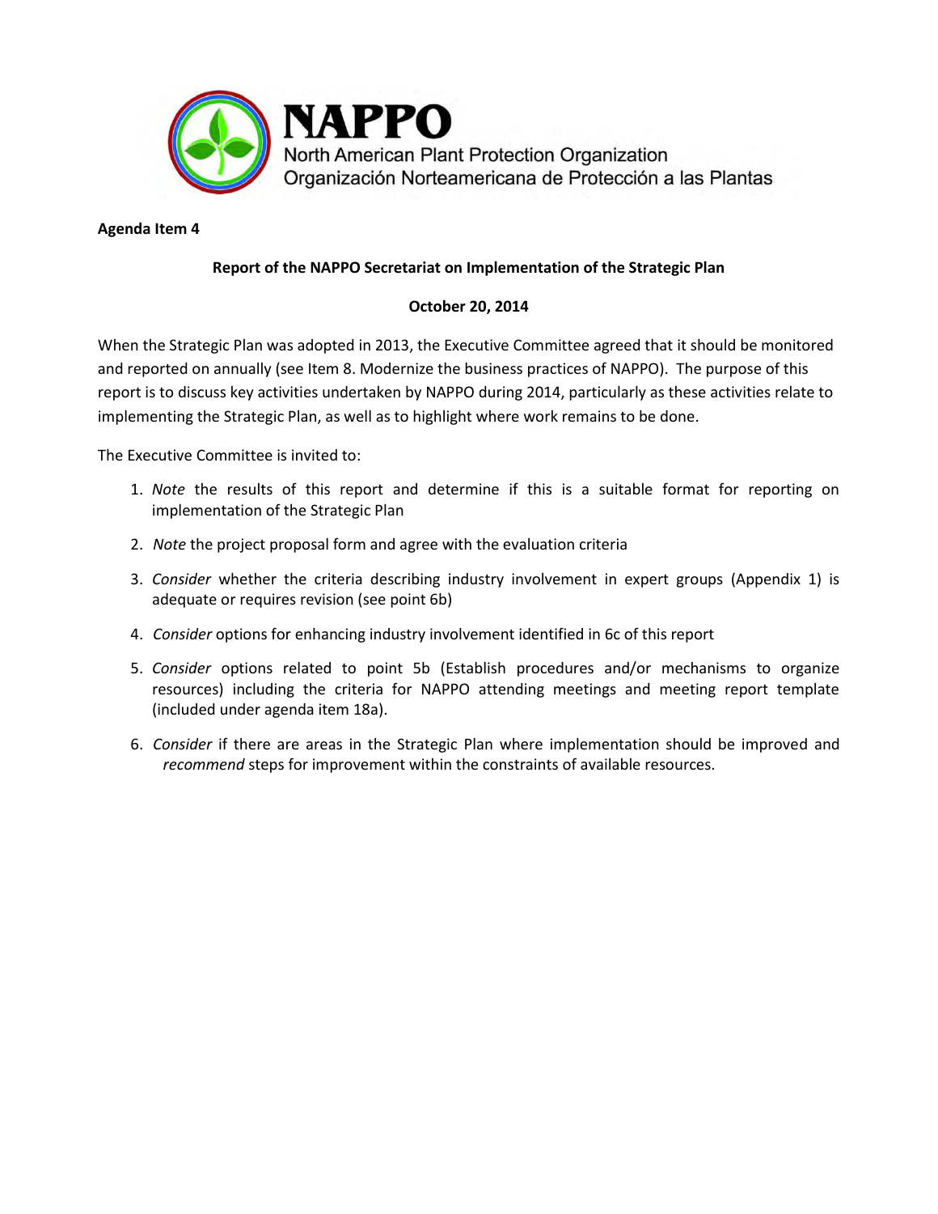**NAPPO**

North American Plant Protection Organization
Organización Norteamericana de Protección a las Plantas

**Agenda Item 4**

**Report of the NAPPO Secretariat on Implementation of the Strategic Plan**

**October 20, 2014**

When the Strategic Plan was adopted in 2013, the Executive Committee agreed that it should be monitored and reported on annually (see Item 8. Modernize the business practices of NAPPO). The purpose of this report is to discuss key activities undertaken by NAPPO during 2014, particularly as these activities relate to implementing the Strategic Plan, as well as to highlight where work remains to be done.

The Executive Committee is invited to:

1. *Note* the results of this report and determine if this is a suitable format for reporting on implementation of the Strategic Plan
2. *Note* the project proposal form and agree with the evaluation criteria
3. *Consider* whether the criteria describing industry involvement in expert groups (Appendix 1) is adequate or requires revision (see point 6b)
4. *Consider* options for enhancing industry involvement identified in 6c of this report
5. *Consider* options related to point 5b (Establish procedures and/or mechanisms to organize resources) including the criteria for NAPPO attending meetings and meeting report template (included under agenda item 18a).
6. *Consider* if there are areas in the Strategic Plan where implementation should be improved and *recommend* steps for improvement within the constraints of available resources.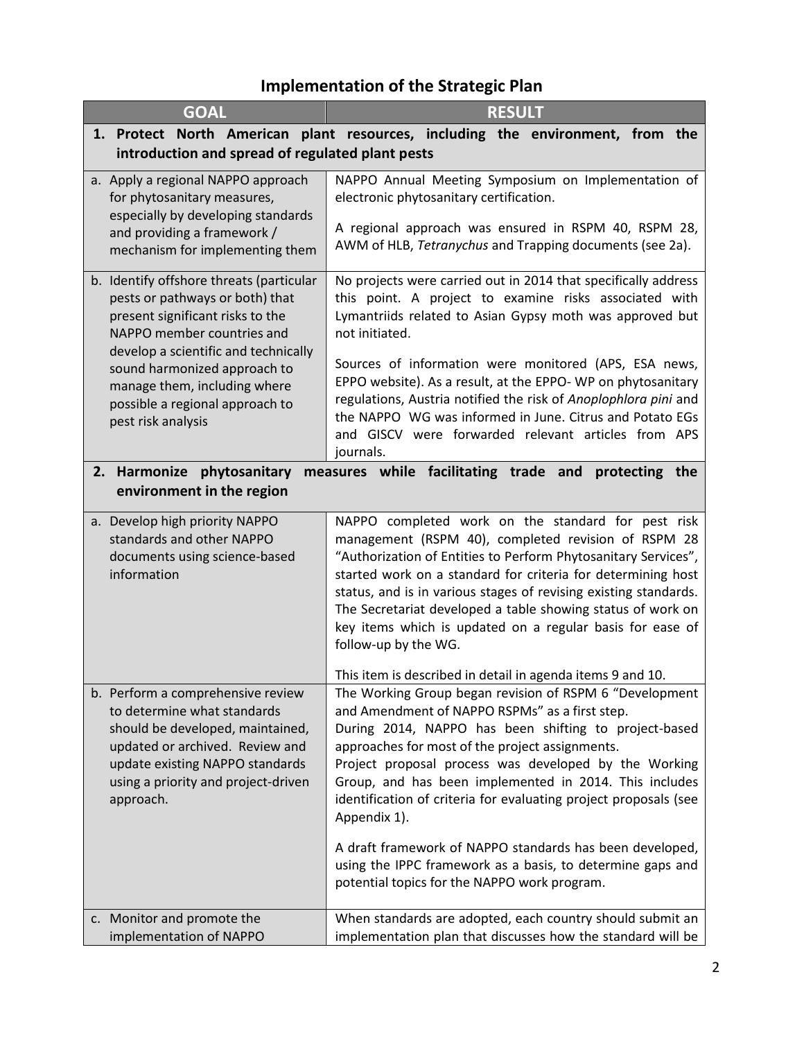# Implementation of the Strategic Plan

| GOAL | RESULT |
|---|---|
| **1. Protect North American plant resources, including the environment, from the introduction and spread of regulated plant pests** | |
| a. Apply a regional NAPPO approach for phytosanitary measures, especially by developing standards and providing a framework / mechanism for implementing them | NAPPO Annual Meeting Symposium on Implementation of electronic phytosanitary certification.<br><br>A regional approach was ensured in RSPM 40, RSPM 28, AWM of HLB, *Tetranychus* and Trapping documents (see 2a). |
| b. Identify offshore threats (particular pests or pathways or both) that present significant risks to the NAPPO member countries and develop a scientific and technically sound harmonized approach to manage them, including where possible a regional approach to pest risk analysis | No projects were carried out in 2014 that specifically address this point. A project to examine risks associated with Lymantriids related to Asian Gypsy moth was approved but not initiated.<br><br>Sources of information were monitored (APS, ESA news, EPPO website). As a result, at the EPPO- WP on phytosanitary regulations, Austria notified the risk of *Anoplophlora pini* and the NAPPO WG was informed in June. Citrus and Potato EGs and GISCV were forwarded relevant articles from APS journals. |
| **2. Harmonize phytosanitary measures while facilitating trade and protecting the environment in the region** | |
| a. Develop high priority NAPPO standards and other NAPPO documents using science-based information | NAPPO completed work on the standard for pest risk management (RSPM 40), completed revision of RSPM 28 "Authorization of Entities to Perform Phytosanitary Services", started work on a standard for criteria for determining host status, and is in various stages of revising existing standards. The Secretariat developed a table showing status of work on key items which is updated on a regular basis for ease of follow-up by the WG.<br><br>This item is described in detail in agenda items 9 and 10. |
| b. Perform a comprehensive review to determine what standards should be developed, maintained, updated or archived. Review and update existing NAPPO standards using a priority and project-driven approach. | The Working Group began revision of RSPM 6 "Development and Amendment of NAPPO RSPMs" as a first step.<br>During 2014, NAPPO has been shifting to project-based approaches for most of the project assignments.<br>Project proposal process was developed by the Working Group, and has been implemented in 2014. This includes identification of criteria for evaluating project proposals (see Appendix 1).<br><br>A draft framework of NAPPO standards has been developed, using the IPPC framework as a basis, to determine gaps and potential topics for the NAPPO work program. |
| c. Monitor and promote the implementation of NAPPO | When standards are adopted, each country should submit an implementation plan that discusses how the standard will be |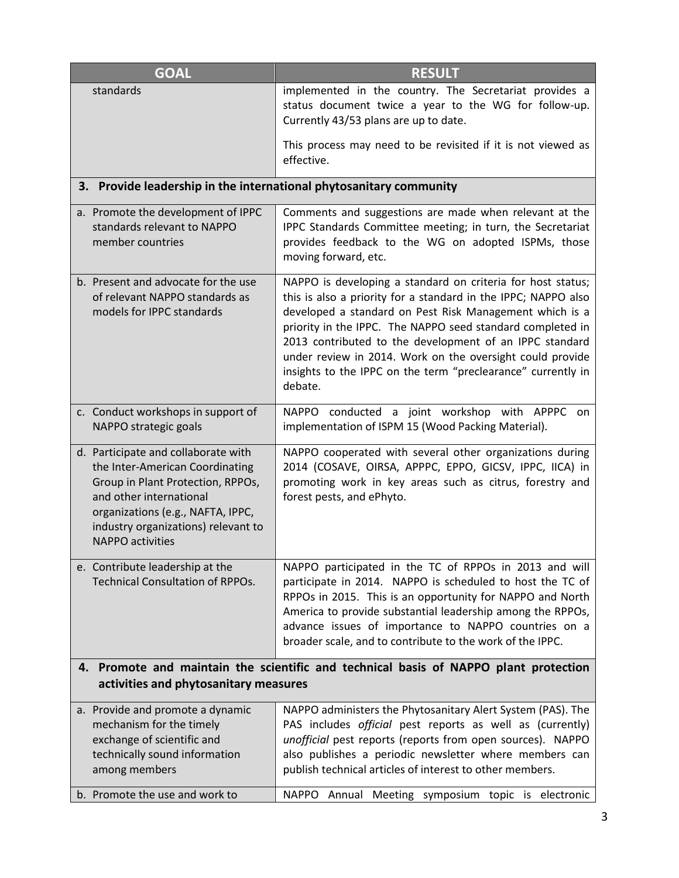| GOAL | RESULT |
| --- | --- |
| standards | implemented in the country. The Secretariat provides a status document twice a year to the WG for follow-up. Currently 43/53 plans are up to date.<br><br>This process may need to be revisited if it is not viewed as effective. |
| **3. Provide leadership in the international phytosanitary community** | |
| a. Promote the development of IPPC standards relevant to NAPPO member countries | Comments and suggestions are made when relevant at the IPPC Standards Committee meeting; in turn, the Secretariat provides feedback to the WG on adopted ISPMs, those moving forward, etc. |
| b. Present and advocate for the use of relevant NAPPO standards as models for IPPC standards | NAPPO is developing a standard on criteria for host status; this is also a priority for a standard in the IPPC; NAPPO also developed a standard on Pest Risk Management which is a priority in the IPPC. The NAPPO seed standard completed in 2013 contributed to the development of an IPPC standard under review in 2014. Work on the oversight could provide insights to the IPPC on the term "preclearance" currently in debate. |
| c. Conduct workshops in support of NAPPO strategic goals | NAPPO conducted a joint workshop with APPPC on implementation of ISPM 15 (Wood Packing Material). |
| d. Participate and collaborate with the Inter-American Coordinating Group in Plant Protection, RPPOs, and other international organizations (e.g., NAFTA, IPPC, industry organizations) relevant to NAPPO activities | NAPPO cooperated with several other organizations during 2014 (COSAVE, OIRSA, APPPC, EPPO, GICSV, IPPC, IICA) in promoting work in key areas such as citrus, forestry and forest pests, and ePhyto. |
| e. Contribute leadership at the Technical Consultation of RPPOs. | NAPPO participated in the TC of RPPOs in 2013 and will participate in 2014. NAPPO is scheduled to host the TC of RPPOs in 2015. This is an opportunity for NAPPO and North America to provide substantial leadership among the RPPOs, advance issues of importance to NAPPO countries on a broader scale, and to contribute to the work of the IPPC. |
| **4. Promote and maintain the scientific and technical basis of NAPPO plant protection activities and phytosanitary measures** | |
| a. Provide and promote a dynamic mechanism for the timely exchange of scientific and technically sound information among members | NAPPO administers the Phytosanitary Alert System (PAS). The PAS includes *official* pest reports as well as (currently) *unofficial* pest reports (reports from open sources). NAPPO also publishes a periodic newsletter where members can publish technical articles of interest to other members. |
| b. Promote the use and work to | NAPPO Annual Meeting symposium topic is electronic |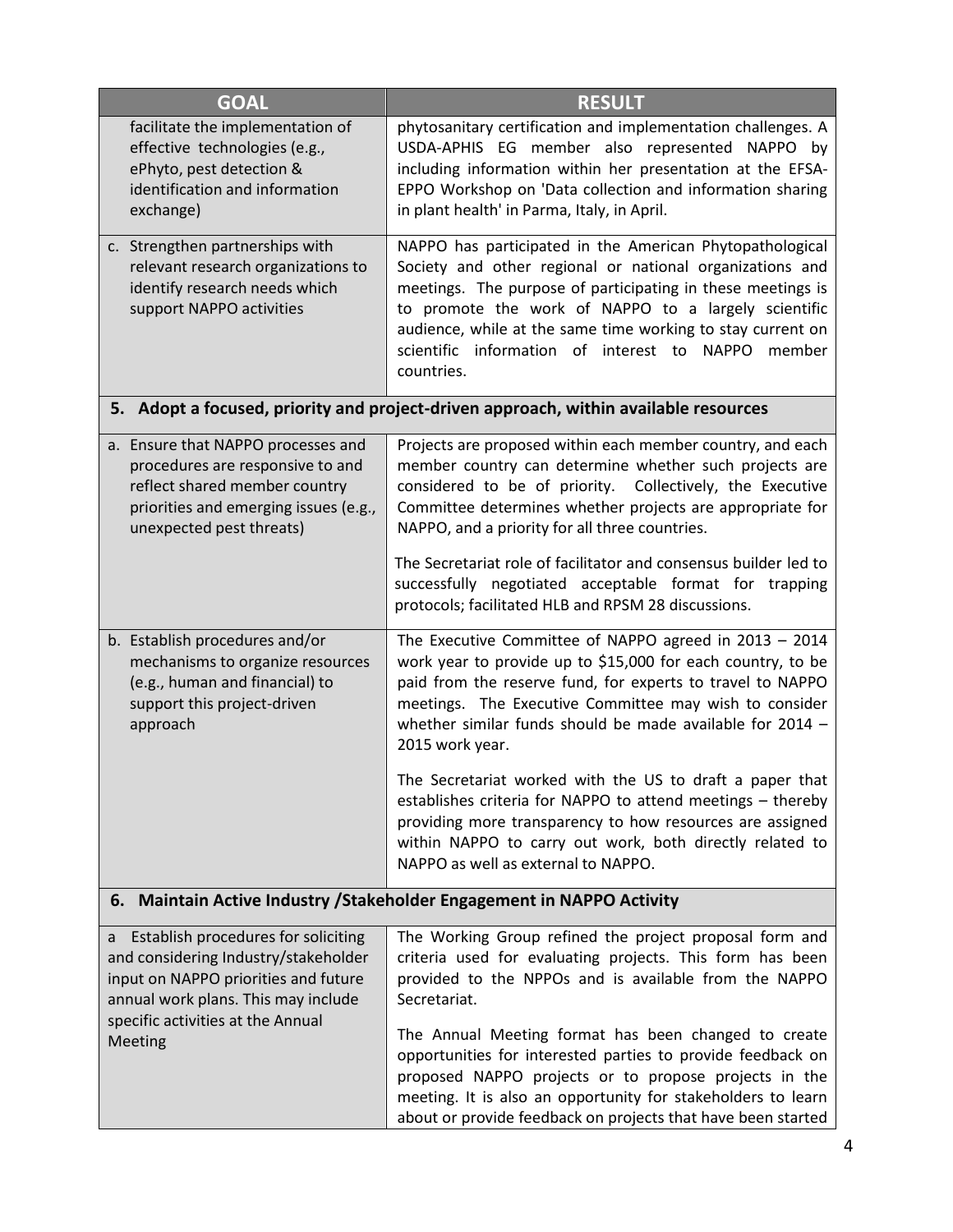| GOAL | RESULT |
| --- | --- |
| facilitate the implementation of effective technologies (e.g., ePhyto, pest detection & identification and information exchange) | phytosanitary certification and implementation challenges. A USDA-APHIS EG member also represented NAPPO by including information within her presentation at the EFSA-EPPO Workshop on 'Data collection and information sharing in plant health' in Parma, Italy, in April. |
| c. Strengthen partnerships with relevant research organizations to identify research needs which support NAPPO activities | NAPPO has participated in the American Phytopathological Society and other regional or national organizations and meetings. The purpose of participating in these meetings is to promote the work of NAPPO to a largely scientific audience, while at the same time working to stay current on scientific information of interest to NAPPO member countries. |
| **5. Adopt a focused, priority and project-driven approach, within available resources** | |
| a. Ensure that NAPPO processes and procedures are responsive to and reflect shared member country priorities and emerging issues (e.g., unexpected pest threats) | Projects are proposed within each member country, and each member country can determine whether such projects are considered to be of priority. Collectively, the Executive Committee determines whether projects are appropriate for NAPPO, and a priority for all three countries.<br><br>The Secretariat role of facilitator and consensus builder led to successfully negotiated acceptable format for trapping protocols; facilitated HLB and RPSM 28 discussions. |
| b. Establish procedures and/or mechanisms to organize resources (e.g., human and financial) to support this project-driven approach | The Executive Committee of NAPPO agreed in 2013 – 2014 work year to provide up to $15,000 for each country, to be paid from the reserve fund, for experts to travel to NAPPO meetings. The Executive Committee may wish to consider whether similar funds should be made available for 2014 – 2015 work year.<br><br>The Secretariat worked with the US to draft a paper that establishes criteria for NAPPO to attend meetings – thereby providing more transparency to how resources are assigned within NAPPO to carry out work, both directly related to NAPPO as well as external to NAPPO. |
| **6. Maintain Active Industry /Stakeholder Engagement in NAPPO Activity** | |
| a Establish procedures for soliciting and considering Industry/stakeholder input on NAPPO priorities and future annual work plans. This may include specific activities at the Annual Meeting | The Working Group refined the project proposal form and criteria used for evaluating projects. This form has been provided to the NPPOs and is available from the NAPPO Secretariat.<br><br>The Annual Meeting format has been changed to create opportunities for interested parties to provide feedback on proposed NAPPO projects or to propose projects in the meeting. It is also an opportunity for stakeholders to learn about or provide feedback on projects that have been started |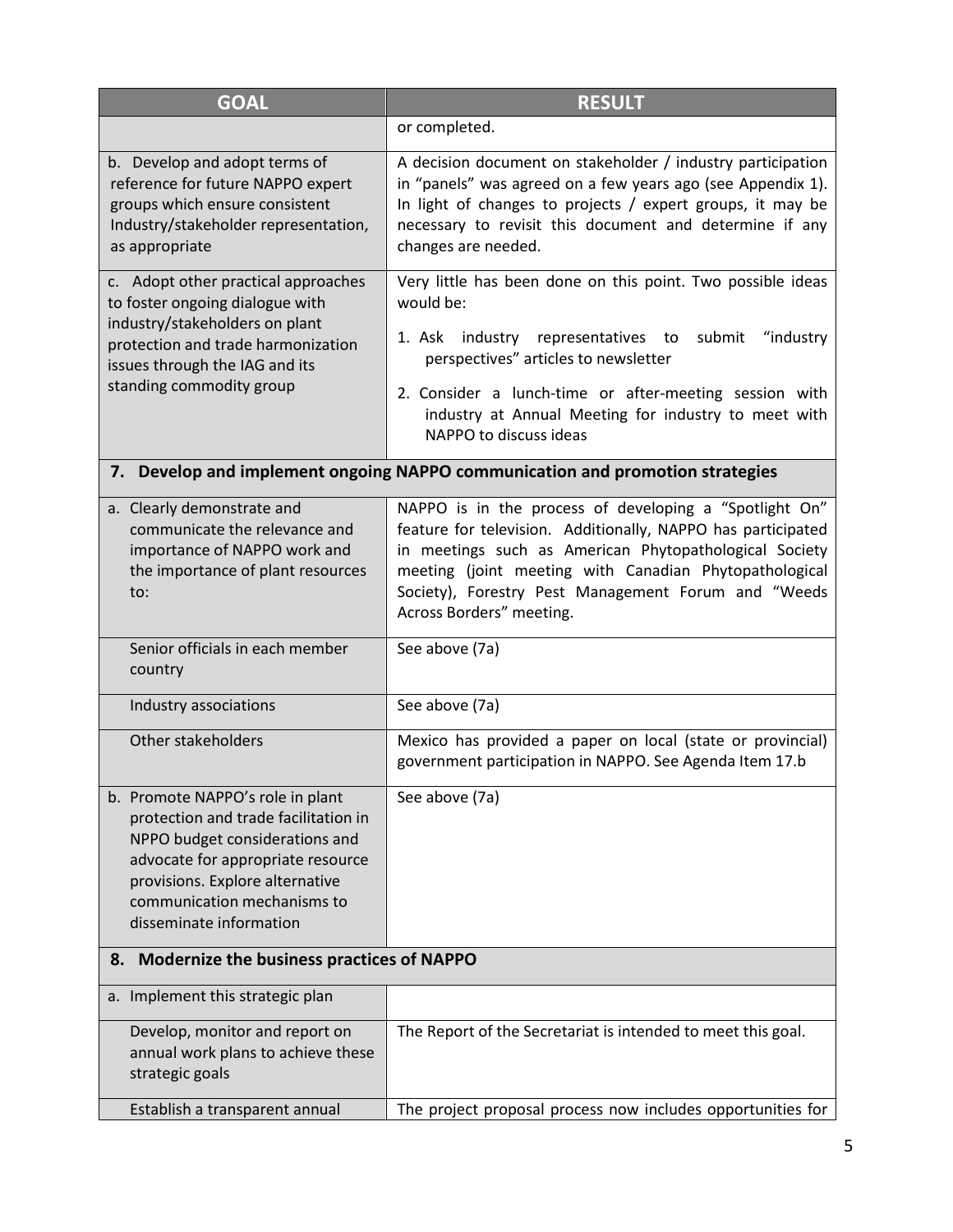| GOAL | RESULT |
| --- | --- |
| | or completed. |
| b. Develop and adopt terms of reference for future NAPPO expert groups which ensure consistent Industry/stakeholder representation, as appropriate | A decision document on stakeholder / industry participation in "panels" was agreed on a few years ago (see Appendix 1). In light of changes to projects / expert groups, it may be necessary to revisit this document and determine if any changes are needed. |
| c. Adopt other practical approaches to foster ongoing dialogue with industry/stakeholders on plant protection and trade harmonization issues through the IAG and its standing commodity group | Very little has been done on this point. Two possible ideas would be:<br>1. Ask industry representatives to submit "industry perspectives" articles to newsletter<br>2. Consider a lunch-time or after-meeting session with industry at Annual Meeting for industry to meet with NAPPO to discuss ideas |
| **7. Develop and implement ongoing NAPPO communication and promotion strategies** | |
| a. Clearly demonstrate and communicate the relevance and importance of NAPPO work and the importance of plant resources to: | NAPPO is in the process of developing a "Spotlight On" feature for television. Additionally, NAPPO has participated in meetings such as American Phytopathological Society meeting (joint meeting with Canadian Phytopathological Society), Forestry Pest Management Forum and "Weeds Across Borders" meeting. |
| Senior officials in each member country | See above (7a) |
| Industry associations | See above (7a) |
| Other stakeholders | Mexico has provided a paper on local (state or provincial) government participation in NAPPO. See Agenda Item 17.b |
| b. Promote NAPPO's role in plant protection and trade facilitation in NPPO budget considerations and advocate for appropriate resource provisions. Explore alternative communication mechanisms to disseminate information | See above (7a) |
| **8. Modernize the business practices of NAPPO** | |
| a. Implement this strategic plan | |
| Develop, monitor and report on annual work plans to achieve these strategic goals | The Report of the Secretariat is intended to meet this goal. |
| Establish a transparent annual | The project proposal process now includes opportunities for |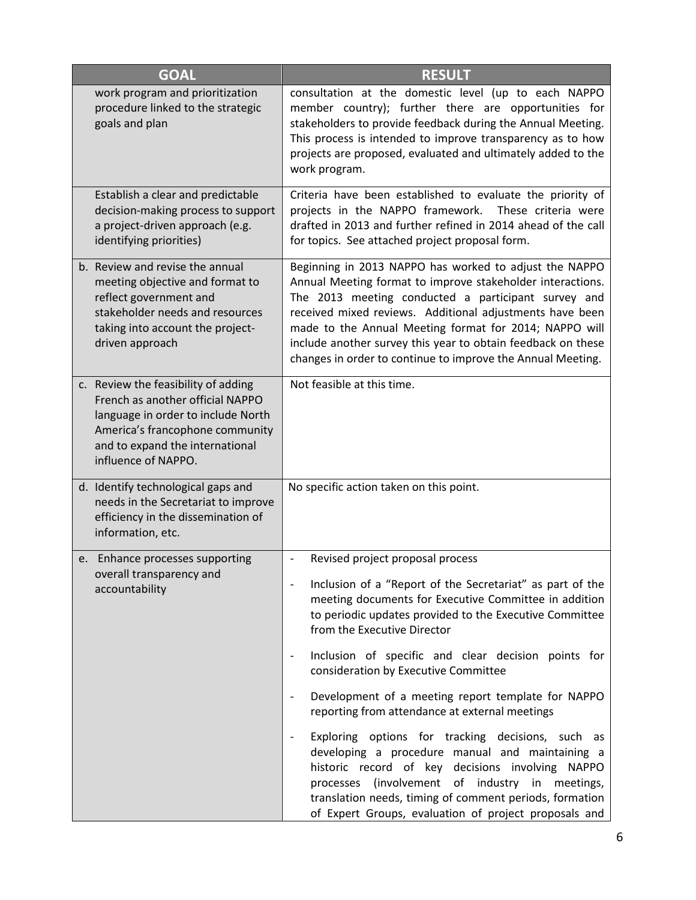| GOAL | RESULT |
|---|---|
| work program and prioritization procedure linked to the strategic goals and plan | consultation at the domestic level (up to each NAPPO member country); further there are opportunities for stakeholders to provide feedback during the Annual Meeting. This process is intended to improve transparency as to how projects are proposed, evaluated and ultimately added to the work program. |
| Establish a clear and predictable decision-making process to support a project-driven approach (e.g. identifying priorities) | Criteria have been established to evaluate the priority of projects in the NAPPO framework. These criteria were drafted in 2013 and further refined in 2014 ahead of the call for topics. See attached project proposal form. |
| b. Review and revise the annual meeting objective and format to reflect government and stakeholder needs and resources taking into account the project-driven approach | Beginning in 2013 NAPPO has worked to adjust the NAPPO Annual Meeting format to improve stakeholder interactions. The 2013 meeting conducted a participant survey and received mixed reviews. Additional adjustments have been made to the Annual Meeting format for 2014; NAPPO will include another survey this year to obtain feedback on these changes in order to continue to improve the Annual Meeting. |
| c. Review the feasibility of adding French as another official NAPPO language in order to include North America's francophone community and to expand the international influence of NAPPO. | Not feasible at this time. |
| d. Identify technological gaps and needs in the Secretariat to improve efficiency in the dissemination of information, etc. | No specific action taken on this point. |
| e. Enhance processes supporting overall transparency and accountability | - Revised project proposal process<br>- Inclusion of a "Report of the Secretariat" as part of the meeting documents for Executive Committee in addition to periodic updates provided to the Executive Committee from the Executive Director<br>- Inclusion of specific and clear decision points for consideration by Executive Committee<br>- Development of a meeting report template for NAPPO reporting from attendance at external meetings<br>- Exploring options for tracking decisions, such as developing a procedure manual and maintaining a historic record of key decisions involving NAPPO processes (involvement of industry in meetings, translation needs, timing of comment periods, formation of Expert Groups, evaluation of project proposals and |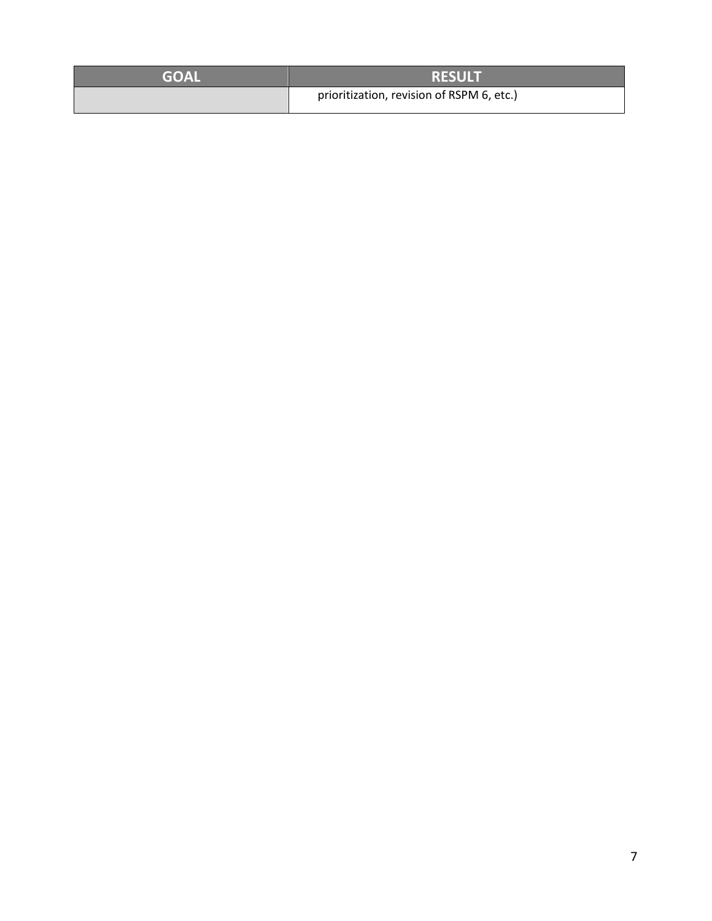| GOAL | RESULT |
| --- | --- |
| | prioritization, revision of RSPM 6, etc.) |